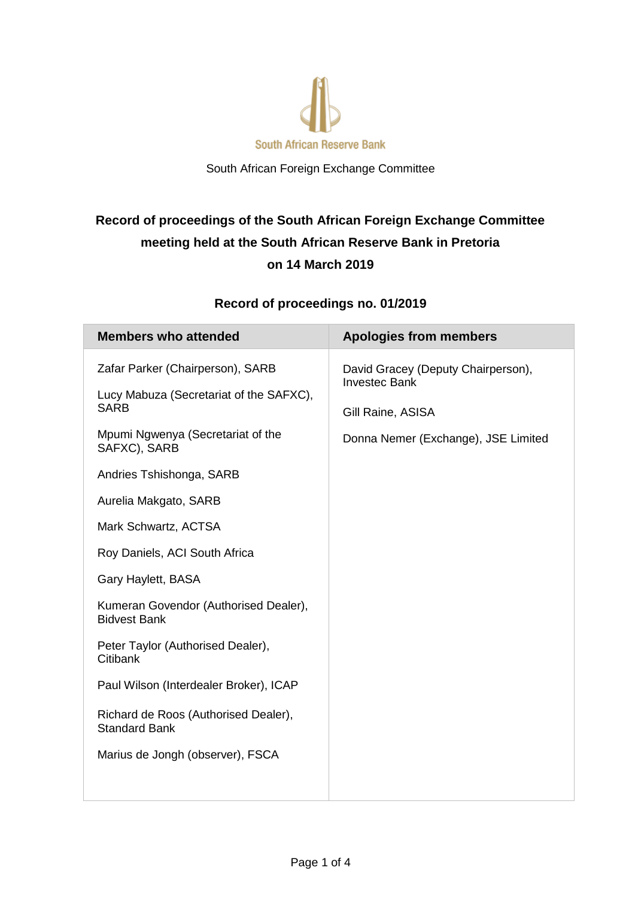South African Reserve Bank

South African Foreign Exchange Committee

# Record of proceedings of the South African Foreign Exchange Committee meeting held at the South African Reserve Bank in Pretoria on 14 March 2019

## Record of proceedings no. 01/2019

| Members who attended | Apologies from members |
|---|---|
| Zafar Parker (Chairperson), SARB | David Gracey (Deputy Chairperson), Investec Bank |
| Lucy Mabuza (Secretariat of the SAFXC), SARB | Gill Raine, ASISA |
| Mpumi Ngwenya (Secretariat of the SAFXC), SARB | Donna Nemer (Exchange), JSE Limited |
| Andries Tshishonga, SARB | |
| Aurelia Makgato, SARB | |
| Mark Schwartz, ACTSA | |
| Roy Daniels, ACI South Africa | |
| Gary Haylett, BASA | |
| Kumeran Govendor (Authorised Dealer), Bidvest Bank | |
| Peter Taylor (Authorised Dealer), Citibank | |
| Paul Wilson (Interdealer Broker), ICAP | |
| Richard de Roos (Authorised Dealer), Standard Bank | |
| Marius de Jongh (observer), FSCA | |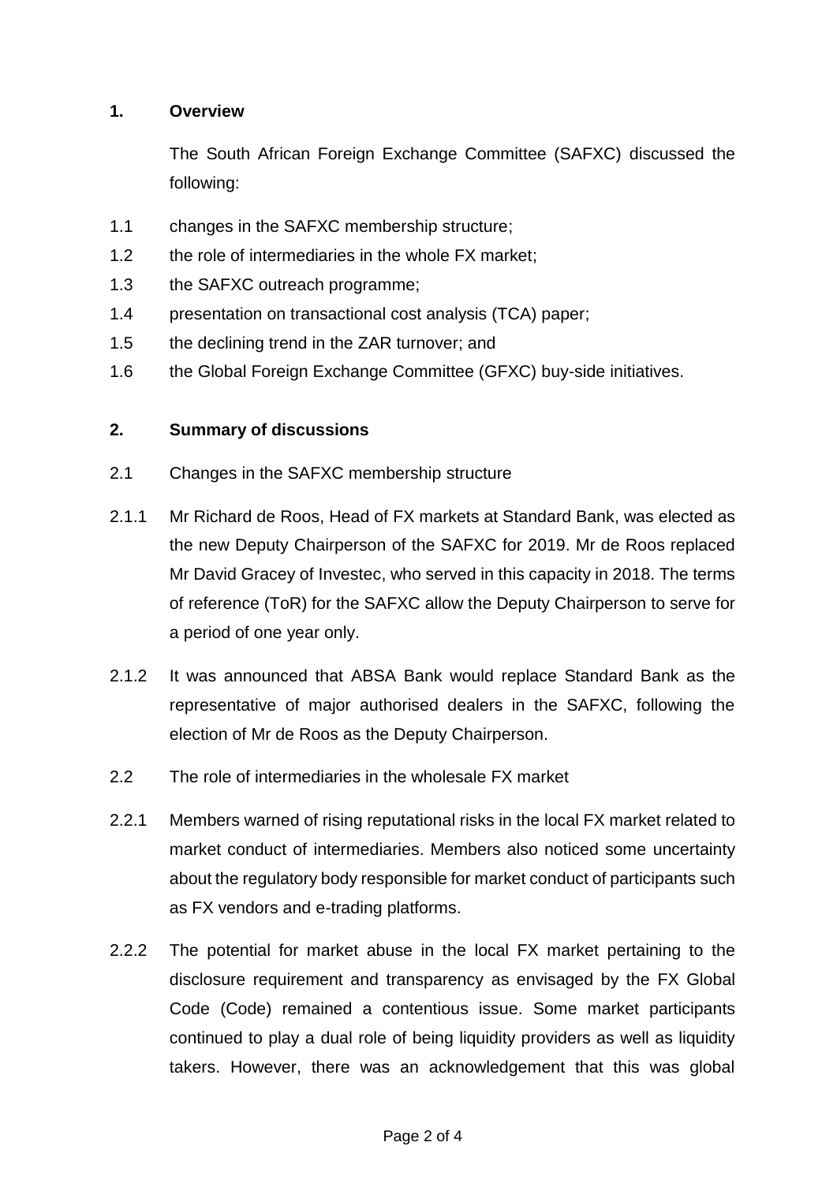## 1. Overview

The South African Foreign Exchange Committee (SAFXC) discussed the following:

1.1 changes in the SAFXC membership structure;

1.2 the role of intermediaries in the whole FX market;

1.3 the SAFXC outreach programme;

1.4 presentation on transactional cost analysis (TCA) paper;

1.5 the declining trend in the ZAR turnover; and

1.6 the Global Foreign Exchange Committee (GFXC) buy-side initiatives.

## 2. Summary of discussions

2.1 Changes in the SAFXC membership structure

2.1.1 Mr Richard de Roos, Head of FX markets at Standard Bank, was elected as the new Deputy Chairperson of the SAFXC for 2019. Mr de Roos replaced Mr David Gracey of Investec, who served in this capacity in 2018. The terms of reference (ToR) for the SAFXC allow the Deputy Chairperson to serve for a period of one year only.

2.1.2 It was announced that ABSA Bank would replace Standard Bank as the representative of major authorised dealers in the SAFXC, following the election of Mr de Roos as the Deputy Chairperson.

2.2 The role of intermediaries in the wholesale FX market

2.2.1 Members warned of rising reputational risks in the local FX market related to market conduct of intermediaries. Members also noticed some uncertainty about the regulatory body responsible for market conduct of participants such as FX vendors and e-trading platforms.

2.2.2 The potential for market abuse in the local FX market pertaining to the disclosure requirement and transparency as envisaged by the FX Global Code (Code) remained a contentious issue. Some market participants continued to play a dual role of being liquidity providers as well as liquidity takers. However, there was an acknowledgement that this was global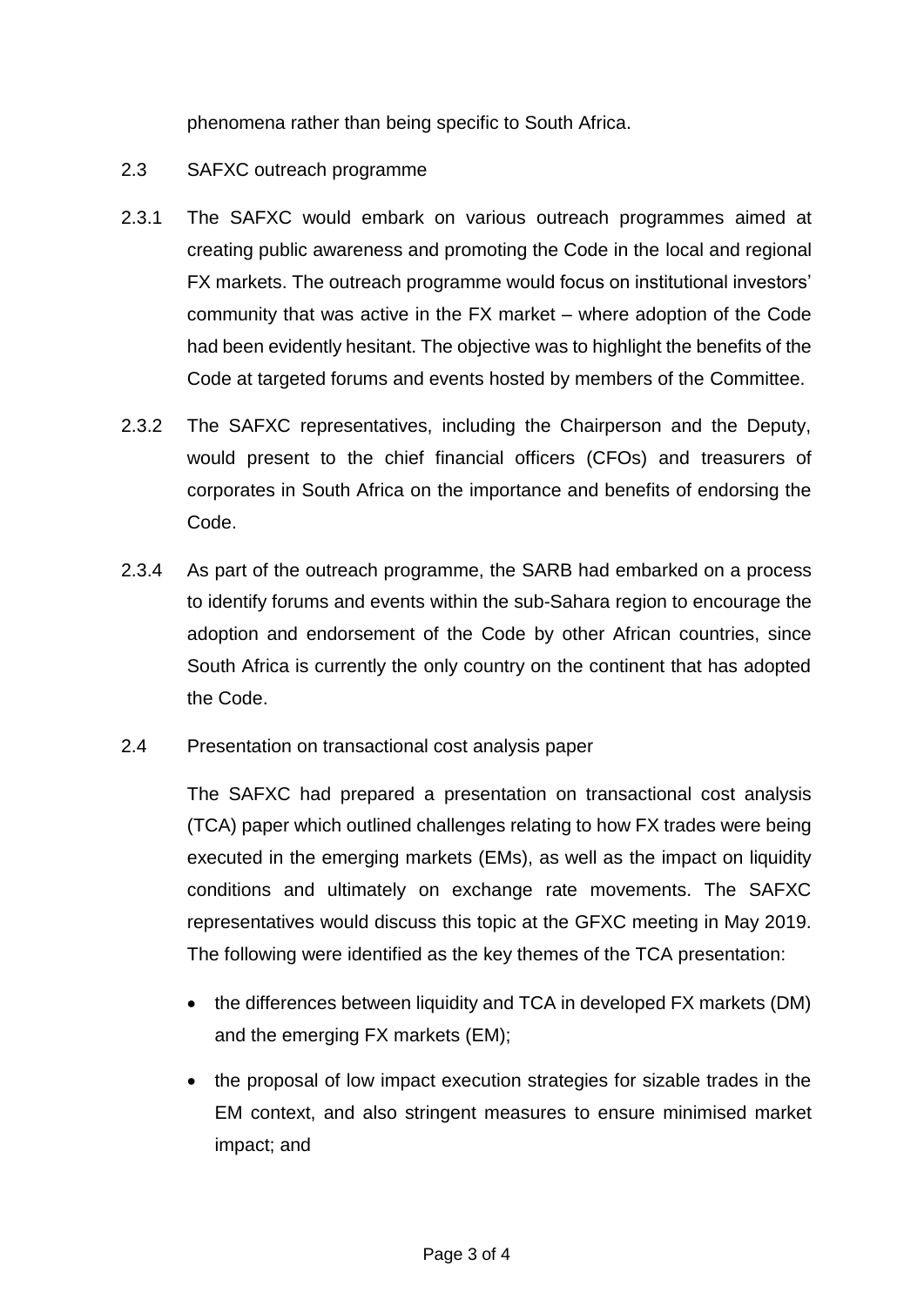phenomena rather than being specific to South Africa.

2.3 SAFXC outreach programme

2.3.1 The SAFXC would embark on various outreach programmes aimed at creating public awareness and promoting the Code in the local and regional FX markets. The outreach programme would focus on institutional investors' community that was active in the FX market – where adoption of the Code had been evidently hesitant. The objective was to highlight the benefits of the Code at targeted forums and events hosted by members of the Committee.

2.3.2 The SAFXC representatives, including the Chairperson and the Deputy, would present to the chief financial officers (CFOs) and treasurers of corporates in South Africa on the importance and benefits of endorsing the Code.

2.3.4 As part of the outreach programme, the SARB had embarked on a process to identify forums and events within the sub-Sahara region to encourage the adoption and endorsement of the Code by other African countries, since South Africa is currently the only country on the continent that has adopted the Code.

2.4 Presentation on transactional cost analysis paper

The SAFXC had prepared a presentation on transactional cost analysis (TCA) paper which outlined challenges relating to how FX trades were being executed in the emerging markets (EMs), as well as the impact on liquidity conditions and ultimately on exchange rate movements. The SAFXC representatives would discuss this topic at the GFXC meeting in May 2019. The following were identified as the key themes of the TCA presentation:

- the differences between liquidity and TCA in developed FX markets (DM) and the emerging FX markets (EM);
- the proposal of low impact execution strategies for sizable trades in the EM context, and also stringent measures to ensure minimised market impact; and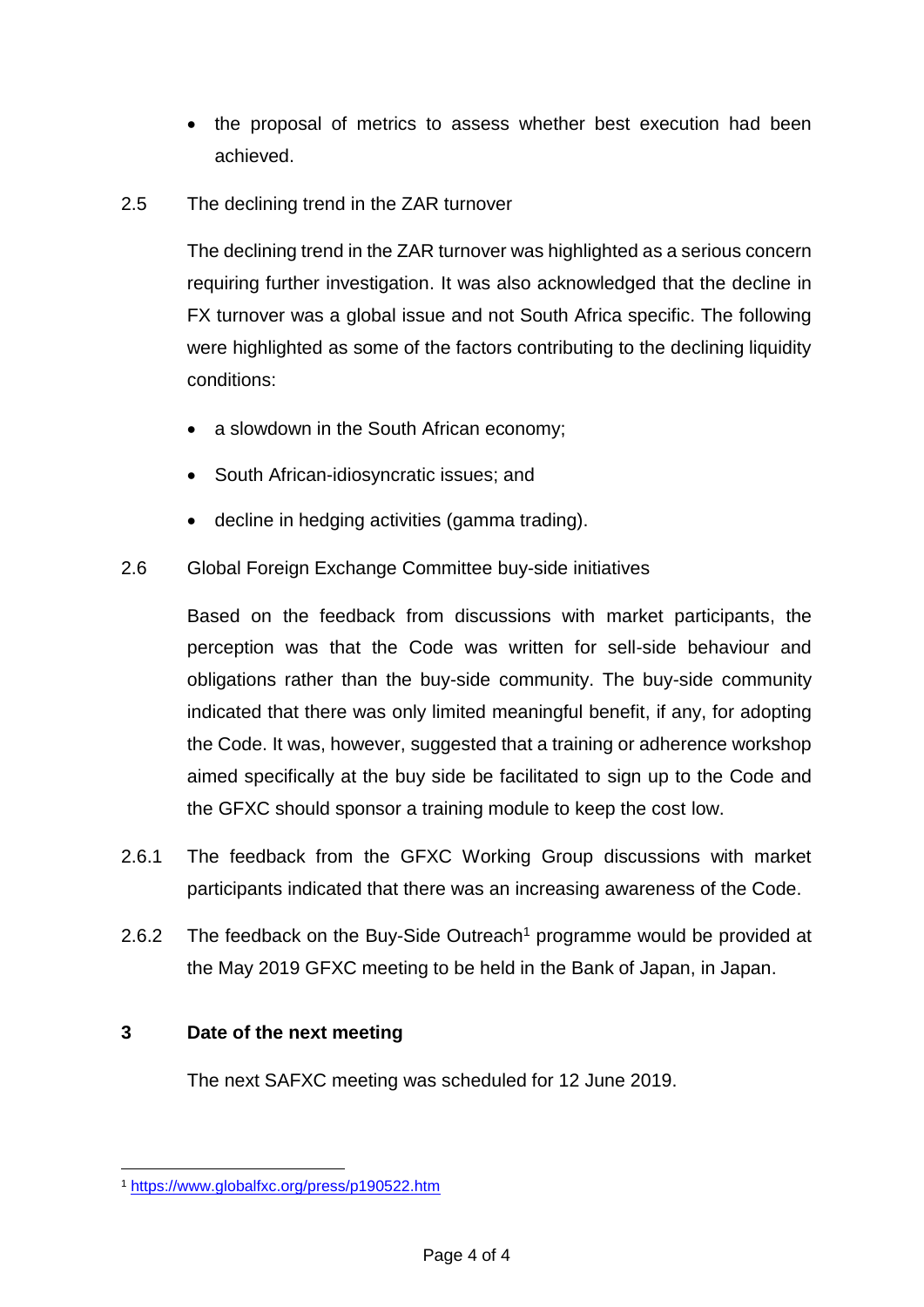- the proposal of metrics to assess whether best execution had been achieved.

2.5 The declining trend in the ZAR turnover

The declining trend in the ZAR turnover was highlighted as a serious concern requiring further investigation. It was also acknowledged that the decline in FX turnover was a global issue and not South Africa specific. The following were highlighted as some of the factors contributing to the declining liquidity conditions:

- a slowdown in the South African economy;
- South African-idiosyncratic issues; and
- decline in hedging activities (gamma trading).

2.6 Global Foreign Exchange Committee buy-side initiatives

Based on the feedback from discussions with market participants, the perception was that the Code was written for sell-side behaviour and obligations rather than the buy-side community. The buy-side community indicated that there was only limited meaningful benefit, if any, for adopting the Code. It was, however, suggested that a training or adherence workshop aimed specifically at the buy side be facilitated to sign up to the Code and the GFXC should sponsor a training module to keep the cost low.

2.6.1 The feedback from the GFXC Working Group discussions with market participants indicated that there was an increasing awareness of the Code.

2.6.2 The feedback on the Buy-Side Outreach[1] programme would be provided at the May 2019 GFXC meeting to be held in the Bank of Japan, in Japan.

## 3 Date of the next meeting

The next SAFXC meeting was scheduled for 12 June 2019.

[1] https://www.globalfxc.org/press/p190522.htm